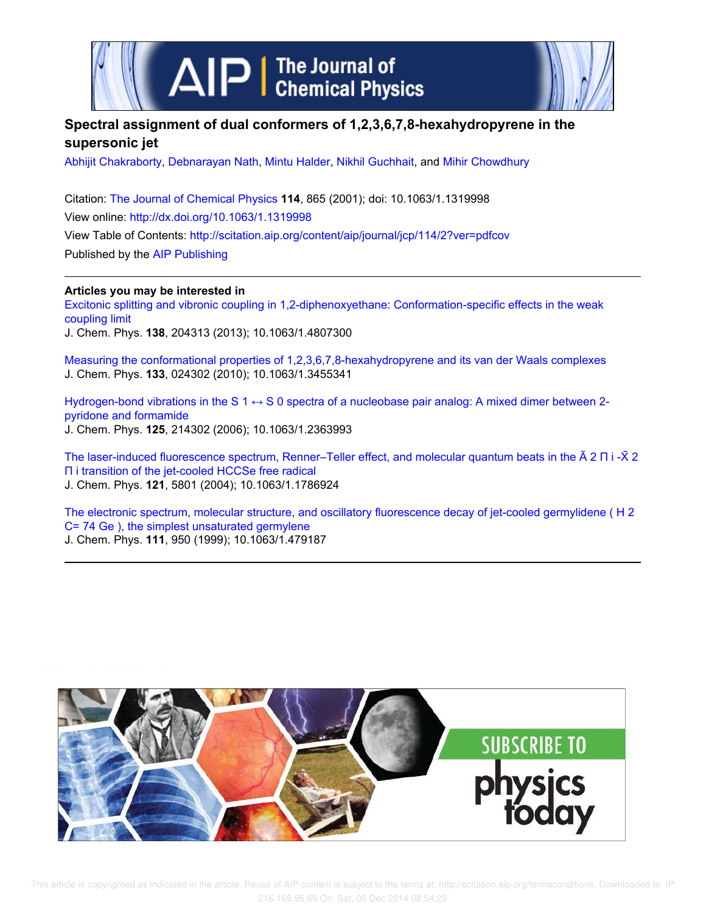# Spectral assignment of dual conformers of 1,2,3,6,7,8-hexahydropyrene in the supersonic jet

Abhijit Chakraborty, Debnarayan Nath, Mintu Halder, Nikhil Guchhait, and Mihir Chowdhury

Citation: The Journal of Chemical Physics **114**, 865 (2001); doi: 10.1063/1.1319998

View online: http://dx.doi.org/10.1063/1.1319998

View Table of Contents: http://scitation.aip.org/content/aip/journal/jcp/114/2?ver=pdfcov

Published by the AIP Publishing

---

**Articles you may be interested in**

Excitonic splitting and vibronic coupling in 1,2-diphenoxyethane: Conformation-specific effects in the weak coupling limit
J. Chem. Phys. **138**, 204313 (2013); 10.1063/1.4807300

Measuring the conformational properties of 1,2,3,6,7,8-hexahydropyrene and its van der Waals complexes
J. Chem. Phys. **133**, 024302 (2010); 10.1063/1.3455341

Hydrogen-bond vibrations in the S 1 ↔ S 0 spectra of a nucleobase pair analog: A mixed dimer between 2-pyridone and formamide
J. Chem. Phys. **125**, 214302 (2006); 10.1063/1.2363993

The laser-induced fluorescence spectrum, Renner–Teller effect, and molecular quantum beats in the Ã 2 Π i -X̃ 2 Π i transition of the jet-cooled HCCSe free radical
J. Chem. Phys. **121**, 5801 (2004); 10.1063/1.1786924

The electronic spectrum, molecular structure, and oscillatory fluorescence decay of jet-cooled germylidene ( H 2 C= 74 Ge ), the simplest unsaturated germylene
J. Chem. Phys. **111**, 950 (1999); 10.1063/1.479187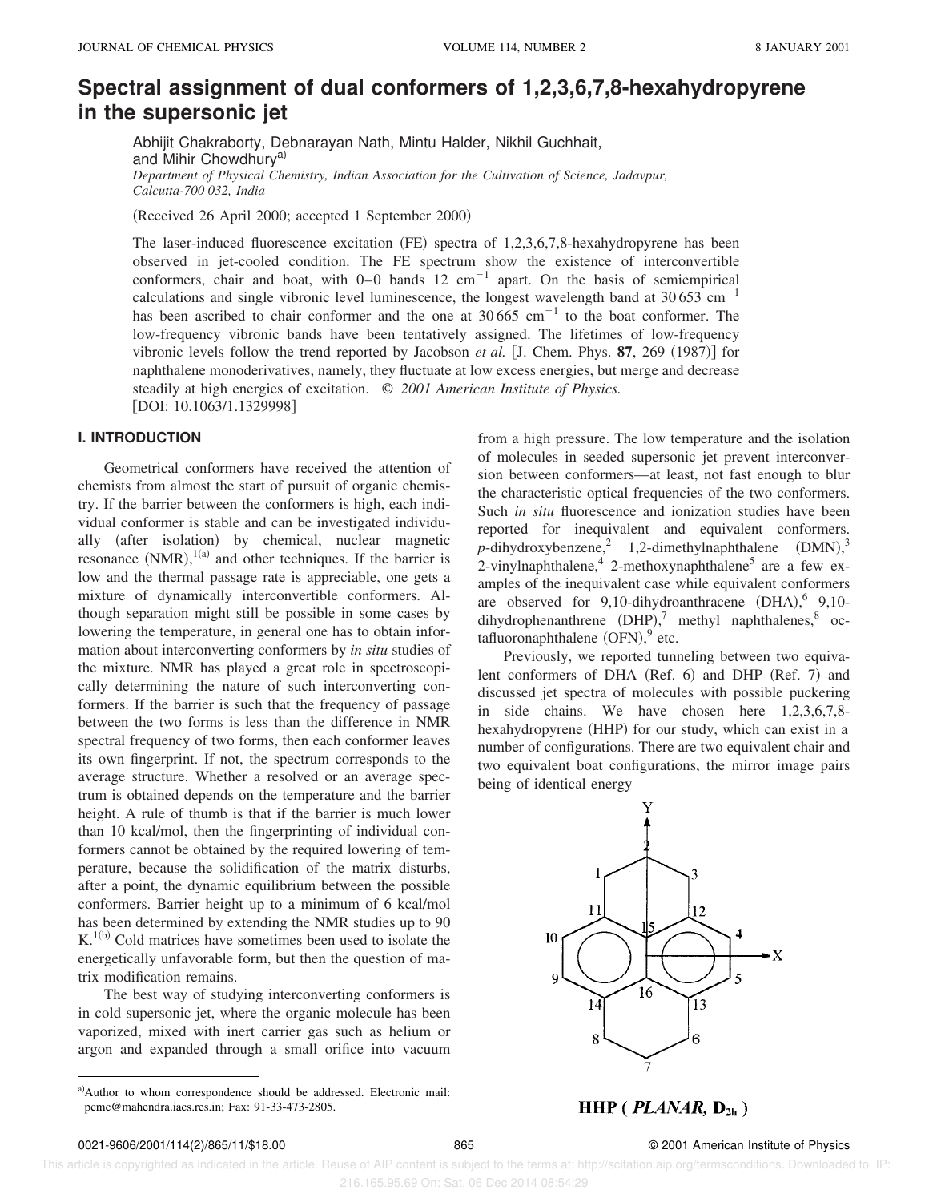# Spectral assignment of dual conformers of 1,2,3,6,7,8-hexahydropyrene in the supersonic jet

Abhijit Chakraborty, Debnarayan Nath, Mintu Halder, Nikhil Guchhait, and Mihir Chowdhury[a)]

*Department of Physical Chemistry, Indian Association for the Cultivation of Science, Jadavpur, Calcutta-700 032, India*

(Received 26 April 2000; accepted 1 September 2000)

The laser-induced fluorescence excitation (FE) spectra of 1,2,3,6,7,8-hexahydropyrene has been observed in jet-cooled condition. The FE spectrum show the existence of interconvertible conformers, chair and boat, with 0–0 bands 12 $\text{cm}^{-1}$ apart. On the basis of semiempirical calculations and single vibronic level luminescence, the longest wavelength band at 30 653 $\text{cm}^{-1}$ has been ascribed to chair conformer and the one at 30 665 $\text{cm}^{-1}$ to the boat conformer. The low-frequency vibronic bands have been tentatively assigned. The lifetimes of low-frequency vibronic levels follow the trend reported by Jacobson *et al.* [J. Chem. Phys. **87**, 269 (1987)] for naphthalene monoderivatives, namely, they fluctuate at low excess energies, but merge and decrease steadily at high energies of excitation. © *2001 American Institute of Physics.* [DOI: 10.1063/1.1329998]

## I. INTRODUCTION

Geometrical conformers have received the attention of chemists from almost the start of pursuit of organic chemistry. If the barrier between the conformers is high, each individual conformer is stable and can be investigated individually (after isolation) by chemical, nuclear magnetic resonance (NMR),[1(a)] and other techniques. If the barrier is low and the thermal passage rate is appreciable, one gets a mixture of dynamically interconvertible conformers. Although separation might still be possible in some cases by lowering the temperature, in general one has to obtain information about interconverting conformers by *in situ* studies of the mixture. NMR has played a great role in spectroscopically determining the nature of such interconverting conformers. If the barrier is such that the frequency of passage between the two forms is less than the difference in NMR spectral frequency of two forms, then each conformer leaves its own fingerprint. If not, the spectrum corresponds to the average structure. Whether a resolved or an average spectrum is obtained depends on the temperature and the barrier height. A rule of thumb is that if the barrier is much lower than 10 kcal/mol, then the fingerprinting of individual conformers cannot be obtained by the required lowering of temperature, because the solidification of the matrix disturbs, after a point, the dynamic equilibrium between the possible conformers. Barrier height up to a minimum of 6 kcal/mol has been determined by extending the NMR studies up to 90 K.[1(b)] Cold matrices have sometimes been used to isolate the energetically unfavorable form, but then the question of matrix modification remains.

The best way of studying interconverting conformers is in cold supersonic jet, where the organic molecule has been vaporized, mixed with inert carrier gas such as helium or argon and expanded through a small orifice into vacuum from a high pressure. The low temperature and the isolation of molecules in seeded supersonic jet prevent interconversion between conformers—at least, not fast enough to blur the characteristic optical frequencies of the two conformers. Such *in situ* fluorescence and ionization studies have been reported for inequivalent and equivalent conformers. *p*-dihydroxybenzene,[2] 1,2-dimethylnaphthalene (DMN),[3] 2-vinylnaphthalene,[4] 2-methoxynaphthalene[5] are a few examples of the inequivalent case while equivalent conformers are observed for 9,10-dihydroanthracene (DHA),[6] 9,10-dihydrophenanthrene (DHP),[7] methyl naphthalenes,[8] octafluoronaphthalene (OFN),[9] etc.

Previously, we reported tunneling between two equivalent conformers of DHA (Ref. 6) and DHP (Ref. 7) and discussed jet spectra of molecules with possible puckering in side chains. We have chosen here 1,2,3,6,7,8-hexahydropyrene (HHP) for our study, which can exist in a number of configurations. There are two equivalent chair and two equivalent boat configurations, the mirror image pairs being of identical energy

**HHP (*PLANAR*, $D_{2h}$)**

---

a)Author to whom correspondence should be addressed. Electronic mail: pcmc@mahendra.iacs.res.in; Fax: 91-33-473-2805.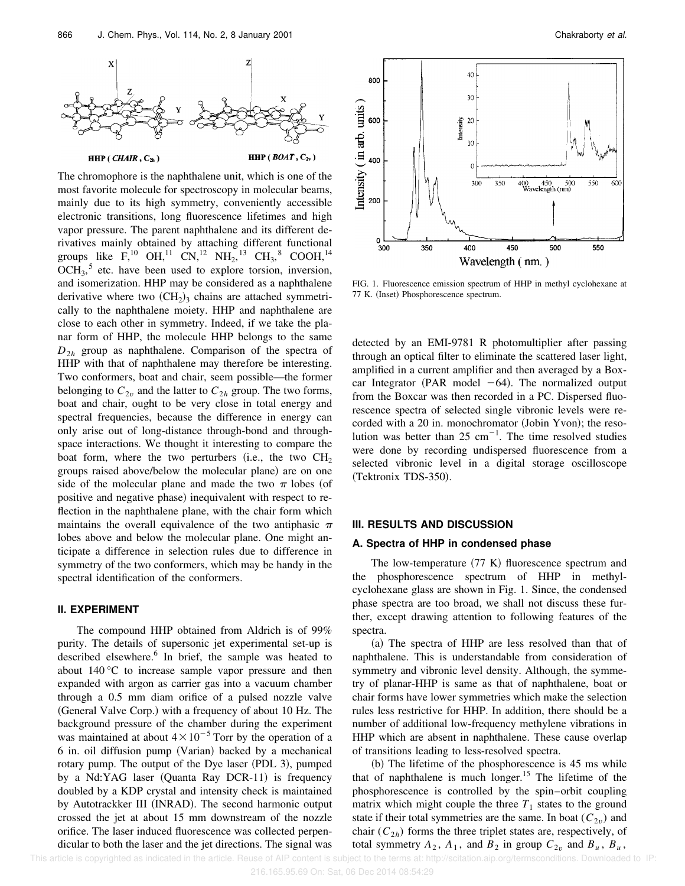HHP (CHAIR, $C_{2h}$)        HHP (BOAT, $C_{2v}$)

The chromophore is the naphthalene unit, which is one of the most favorite molecule for spectroscopy in molecular beams, mainly due to its high symmetry, conveniently accessible electronic transitions, long fluorescence lifetimes and high vapor pressure. The parent naphthalene and its different derivatives mainly obtained by attaching different functional groups like F,[10] OH,[11] CN,[12] $NH_2$,[13] $CH_3$,[8] COOH,[14] $OCH_3$,[5] etc. have been used to explore torsion, inversion, and isomerization. HHP may be considered as a naphthalene derivative where two $(CH_2)_3$ chains are attached symmetrically to the naphthalene moiety. HHP and naphthalene are close to each other in symmetry. Indeed, if we take the planar form of HHP, the molecule HHP belongs to the same $D_{2h}$ group as naphthalene. Comparison of the spectra of HHP with that of naphthalene may therefore be interesting. Two conformers, boat and chair, seem possible—the former belonging to $C_{2v}$ and the latter to $C_{2h}$ group. The two forms, boat and chair, ought to be very close in total energy and spectral frequencies, because the difference in energy can only arise out of long-distance through-bond and through-space interactions. We thought it interesting to compare the boat form, where the two perturbers (i.e., the two $CH_2$ groups raised above/below the molecular plane) are on one side of the molecular plane and made the two $\pi$ lobes (of positive and negative phase) inequivalent with respect to reflection in the naphthalene plane, with the chair form which maintains the overall equivalence of the two antiphasic $\pi$ lobes above and below the molecular plane. One might anticipate a difference in selection rules due to difference in symmetry of the two conformers, which may be handy in the spectral identification of the conformers.

## II. EXPERIMENT

The compound HHP obtained from Aldrich is of 99% purity. The details of supersonic jet experimental set-up is described elsewhere.[6] In brief, the sample was heated to about 140 °C to increase sample vapor pressure and then expanded with argon as carrier gas into a vacuum chamber through a 0.5 mm diam orifice of a pulsed nozzle valve (General Valve Corp.) with a frequency of about 10 Hz. The background pressure of the chamber during the experiment was maintained at about $4\times10^{-5}$ Torr by the operation of a 6 in. oil diffusion pump (Varian) backed by a mechanical rotary pump. The output of the Dye laser (PDL 3), pumped by a Nd:YAG laser (Quanta Ray DCR-11) is frequency doubled by a KDP crystal and intensity check is maintained by Autotrackker III (INRAD). The second harmonic output crossed the jet at about 15 mm downstream of the nozzle orifice. The laser induced fluorescence was collected perpendicular to both the laser and the jet directions. The signal was detected by an EMI-9781 R photomultiplier after passing through an optical filter to eliminate the scattered laser light, amplified in a current amplifier and then averaged by a Boxcar Integrator (PAR model −64). The normalized output from the Boxcar was then recorded in a PC. Dispersed fluorescence spectra of selected single vibronic levels were recorded with a 20 in. monochromator (Jobin Yvon); the resolution was better than 25 $cm^{-1}$. The time resolved studies were done by recording undispersed fluorescence from a selected vibronic level in a digital storage oscilloscope (Tektronix TDS-350).

FIG. 1. Fluorescence emission spectrum of HHP in methyl cyclohexane at 77 K. (Inset) Phosphorescence spectrum.

## III. RESULTS AND DISCUSSION

### A. Spectra of HHP in condensed phase

The low-temperature (77 K) fluorescence spectrum and the phosphorescence spectrum of HHP in methylcyclohexane glass are shown in Fig. 1. Since, the condensed phase spectra are too broad, we shall not discuss these further, except drawing attention to following features of the spectra.

(a) The spectra of HHP are less resolved than that of naphthalene. This is understandable from consideration of symmetry and vibronic level density. Although, the symmetry of planar-HHP is same as that of naphthalene, boat or chair forms have lower symmetries which make the selection rules less restrictive for HHP. In addition, there should be a number of additional low-frequency methylene vibrations in HHP which are absent in naphthalene. These cause overlap of transitions leading to less-resolved spectra.

(b) The lifetime of the phosphorescence is 45 ms while that of naphthalene is much longer.[15] The lifetime of the phosphorescence is controlled by the spin–orbit coupling matrix which might couple the three $T_1$ states to the ground state if their total symmetries are the same. In boat ($C_{2v}$) and chair ($C_{2h}$) forms the three triplet states are, respectively, of total symmetry $A_2$, $A_1$, and $B_2$ in group $C_{2v}$ and $B_u$, $B_u$,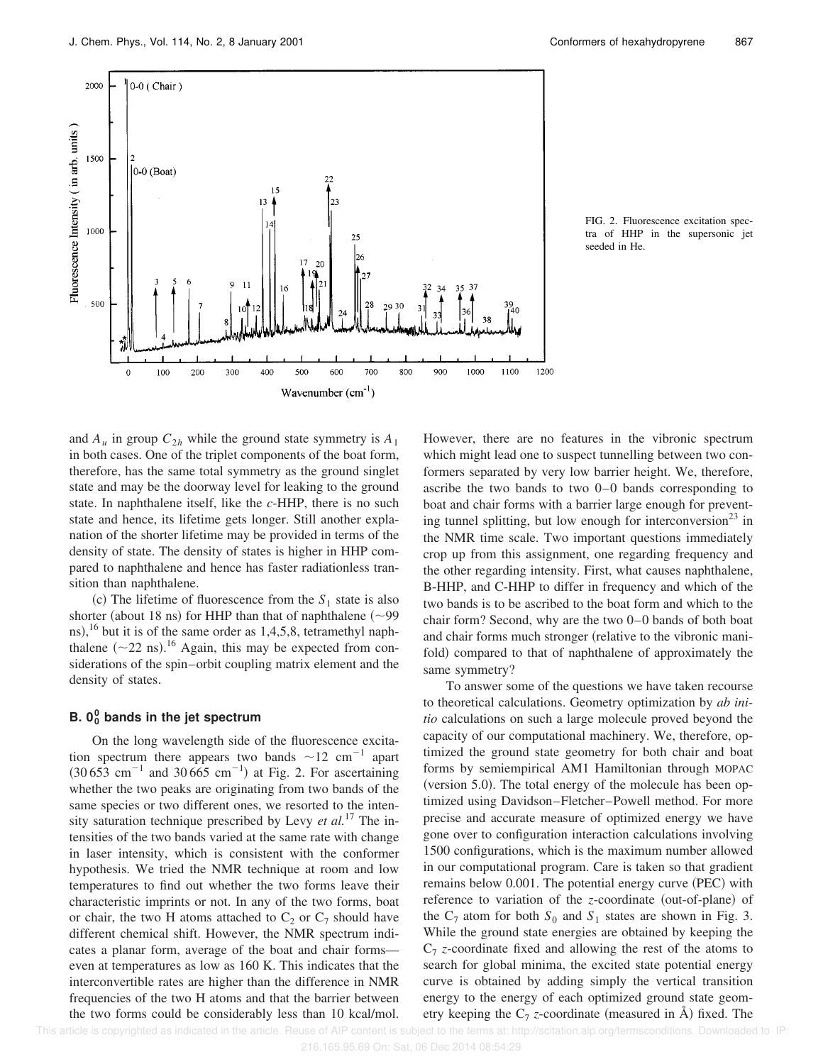FIG. 2. Fluorescence excitation spectra of HHP in the supersonic jet seeded in He.

and $A_u$ in group $C_{2h}$ while the ground state symmetry is $A_1$ in both cases. One of the triplet components of the boat form, therefore, has the same total symmetry as the ground singlet state and may be the doorway level for leaking to the ground state. In naphthalene itself, like the *c*-HHP, there is no such state and hence, its lifetime gets longer. Still another explanation of the shorter lifetime may be provided in terms of the density of state. The density of states is higher in HHP compared to naphthalene and hence has faster radiationless transition than naphthalene.

(c) The lifetime of fluorescence from the $S_1$ state is also shorter (about 18 ns) for HHP than that of naphthalene (~99 ns),[16] but it is of the same order as 1,4,5,8, tetramethyl naphthalene (~22 ns).[16] Again, this may be expected from considerations of the spin–orbit coupling matrix element and the density of states.

### B. $0_0^0$ bands in the jet spectrum

On the long wavelength side of the fluorescence excitation spectrum there appears two bands ~12 cm$^{-1}$ apart (30 653 cm$^{-1}$ and 30 665 cm$^{-1}$) at Fig. 2. For ascertaining whether the two peaks are originating from two bands of the same species or two different ones, we resorted to the intensity saturation technique prescribed by Levy *et al.*[17] The intensities of the two bands varied at the same rate with change in laser intensity, which is consistent with the conformer hypothesis. We tried the NMR technique at room and low temperatures to find out whether the two forms leave their characteristic imprints or not. In any of the two forms, boat or chair, the two H atoms attached to $C_2$ or $C_7$ should have different chemical shift. However, the NMR spectrum indicates a planar form, average of the boat and chair forms—even at temperatures as low as 160 K. This indicates that the interconvertible rates are higher than the difference in NMR frequencies of the two H atoms and that the barrier between the two forms could be considerably less than 10 kcal/mol. However, there are no features in the vibronic spectrum which might lead one to suspect tunnelling between two conformers separated by very low barrier height. We, therefore, ascribe the two bands to two 0–0 bands corresponding to boat and chair forms with a barrier large enough for preventing tunnel splitting, but low enough for interconversion[23] in the NMR time scale. Two important questions immediately crop up from this assignment, one regarding frequency and the other regarding intensity. First, what causes naphthalene, B-HHP, and C-HHP to differ in frequency and which of the two bands is to be ascribed to the boat form and which to the chair form? Second, why are the two 0–0 bands of both boat and chair forms much stronger (relative to the vibronic manifold) compared to that of naphthalene of approximately the same symmetry?

To answer some of the questions we have taken recourse to theoretical calculations. Geometry optimization by *ab initio* calculations on such a large molecule proved beyond the capacity of our computational machinery. We, therefore, optimized the ground state geometry for both chair and boat forms by semiempirical AM1 Hamiltonian through MOPAC (version 5.0). The total energy of the molecule has been optimized using Davidson–Fletcher–Powell method. For more precise and accurate measure of optimized energy we have gone over to configuration interaction calculations involving 1500 configurations, which is the maximum number allowed in our computational program. Care is taken so that gradient remains below 0.001. The potential energy curve (PEC) with reference to variation of the *z*-coordinate (out-of-plane) of the $C_7$ atom for both $S_0$ and $S_1$ states are shown in Fig. 3. While the ground state energies are obtained by keeping the $C_7$ *z*-coordinate fixed and allowing the rest of the atoms to search for global minima, the excited state potential energy curve is obtained by adding simply the vertical transition energy to the energy of each optimized ground state geometry keeping the $C_7$ *z*-coordinate (measured in Å) fixed. The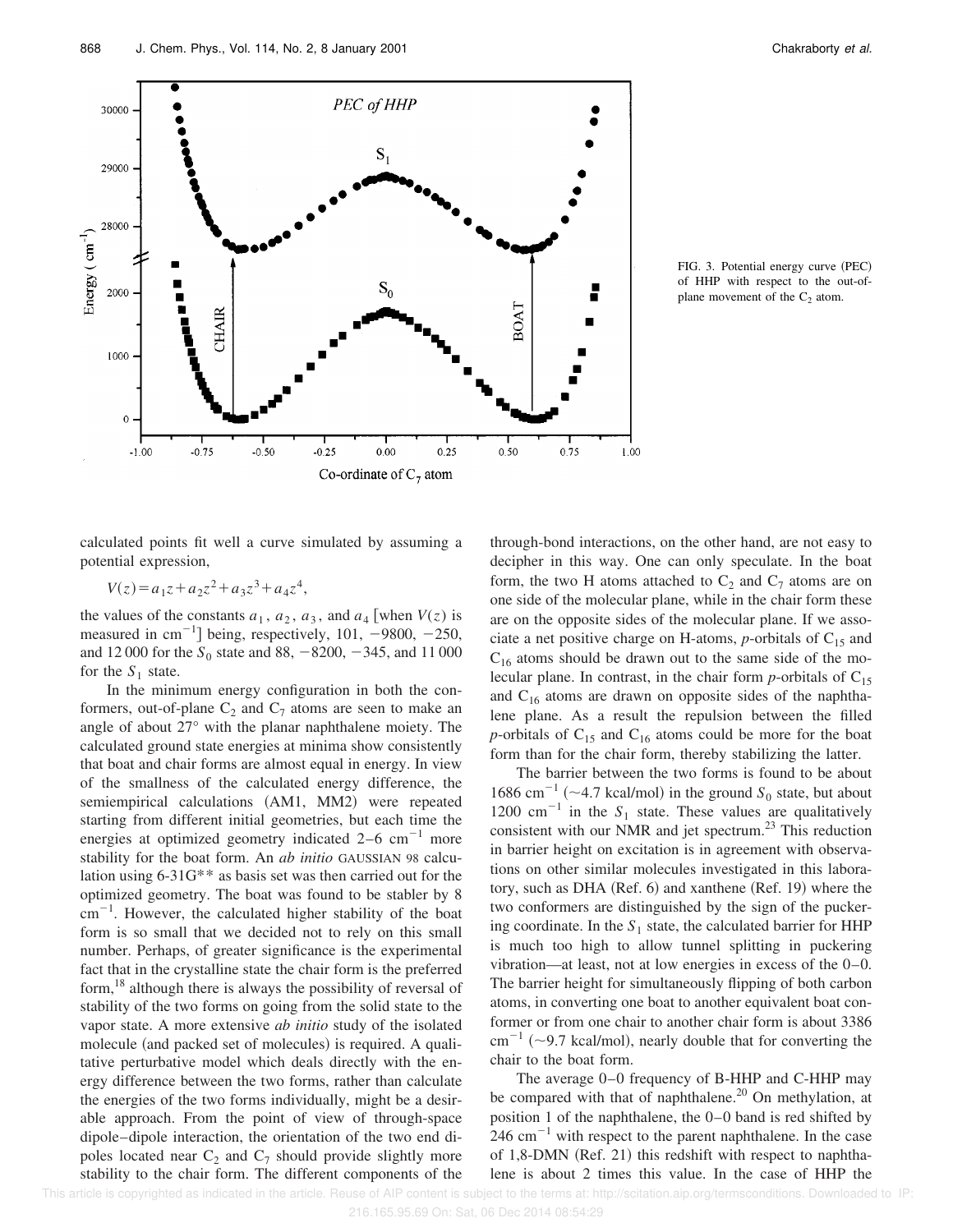FIG. 3. Potential energy curve (PEC) of HHP with respect to the out-of-plane movement of the $C_2$ atom.

calculated points fit well a curve simulated by assuming a potential expression,

$$V(z) = a_1 z + a_2 z^2 + a_3 z^3 + a_4 z^4,$$

the values of the constants $a_1$, $a_2$, $a_3$, and $a_4$ [when $V(z)$ is measured in $cm^{-1}$] being, respectively, 101, −9800, −250, and 12 000 for the $S_0$ state and 88, −8200, −345, and 11 000 for the $S_1$ state.

In the minimum energy configuration in both the conformers, out-of-plane $C_2$ and $C_7$ atoms are seen to make an angle of about 27° with the planar naphthalene moiety. The calculated ground state energies at minima show consistently that boat and chair forms are almost equal in energy. In view of the smallness of the calculated energy difference, the semiempirical calculations (AM1, MM2) were repeated starting from different initial geometries, but each time the energies at optimized geometry indicated 2–6 $cm^{-1}$ more stability for the boat form. An *ab initio* GAUSSIAN 98 calculation using 6-31G** as basis set was then carried out for the optimized geometry. The boat was found to be stabler by 8 $cm^{-1}$. However, the calculated higher stability of the boat form is so small that we decided not to rely on this small number. Perhaps, of greater significance is the experimental fact that in the crystalline state the chair form is the preferred form,[18] although there is always the possibility of reversal of stability of the two forms on going from the solid state to the vapor state. A more extensive *ab initio* study of the isolated molecule (and packed set of molecules) is required. A qualitative perturbative model which deals directly with the energy difference between the two forms, rather than calculate the energies of the two forms individually, might be a desirable approach. From the point of view of through-space dipole–dipole interaction, the orientation of the two end dipoles located near $C_2$ and $C_7$ should provide slightly more stability to the chair form. The different components of the through-bond interactions, on the other hand, are not easy to decipher in this way. One can only speculate. In the boat form, the two H atoms attached to $C_2$ and $C_7$ atoms are on one side of the molecular plane, while in the chair form these are on the opposite sides of the molecular plane. If we associate a net positive charge on H-atoms, *p*-orbitals of $C_{15}$ and $C_{16}$ atoms should be drawn out to the same side of the molecular plane. In contrast, in the chair form *p*-orbitals of $C_{15}$ and $C_{16}$ atoms are drawn on opposite sides of the naphthalene plane. As a result the repulsion between the filled *p*-orbitals of $C_{15}$ and $C_{16}$ atoms could be more for the boat form than for the chair form, thereby stabilizing the latter.

The barrier between the two forms is found to be about 1686 $cm^{-1}$ (~4.7 kcal/mol) in the ground $S_0$ state, but about 1200 $cm^{-1}$ in the $S_1$ state. These values are qualitatively consistent with our NMR and jet spectrum.[23] This reduction in barrier height on excitation is in agreement with observations on other similar molecules investigated in this laboratory, such as DHA (Ref. 6) and xanthene (Ref. 19) where the two conformers are distinguished by the sign of the puckering coordinate. In the $S_1$ state, the calculated barrier for HHP is much too high to allow tunnel splitting in puckering vibration—at least, not at low energies in excess of the 0–0. The barrier height for simultaneously flipping of both carbon atoms, in converting one boat to another equivalent boat conformer or from one chair to another chair form is about 3386 $cm^{-1}$ (~9.7 kcal/mol), nearly double that for converting the chair to the boat form.

The average 0–0 frequency of B-HHP and C-HHP may be compared with that of naphthalene.[20] On methylation, at position 1 of the naphthalene, the 0–0 band is red shifted by 246 $cm^{-1}$ with respect to the parent naphthalene. In the case of 1,8-DMN (Ref. 21) this redshift with respect to naphthalene is about 2 times this value. In the case of HHP the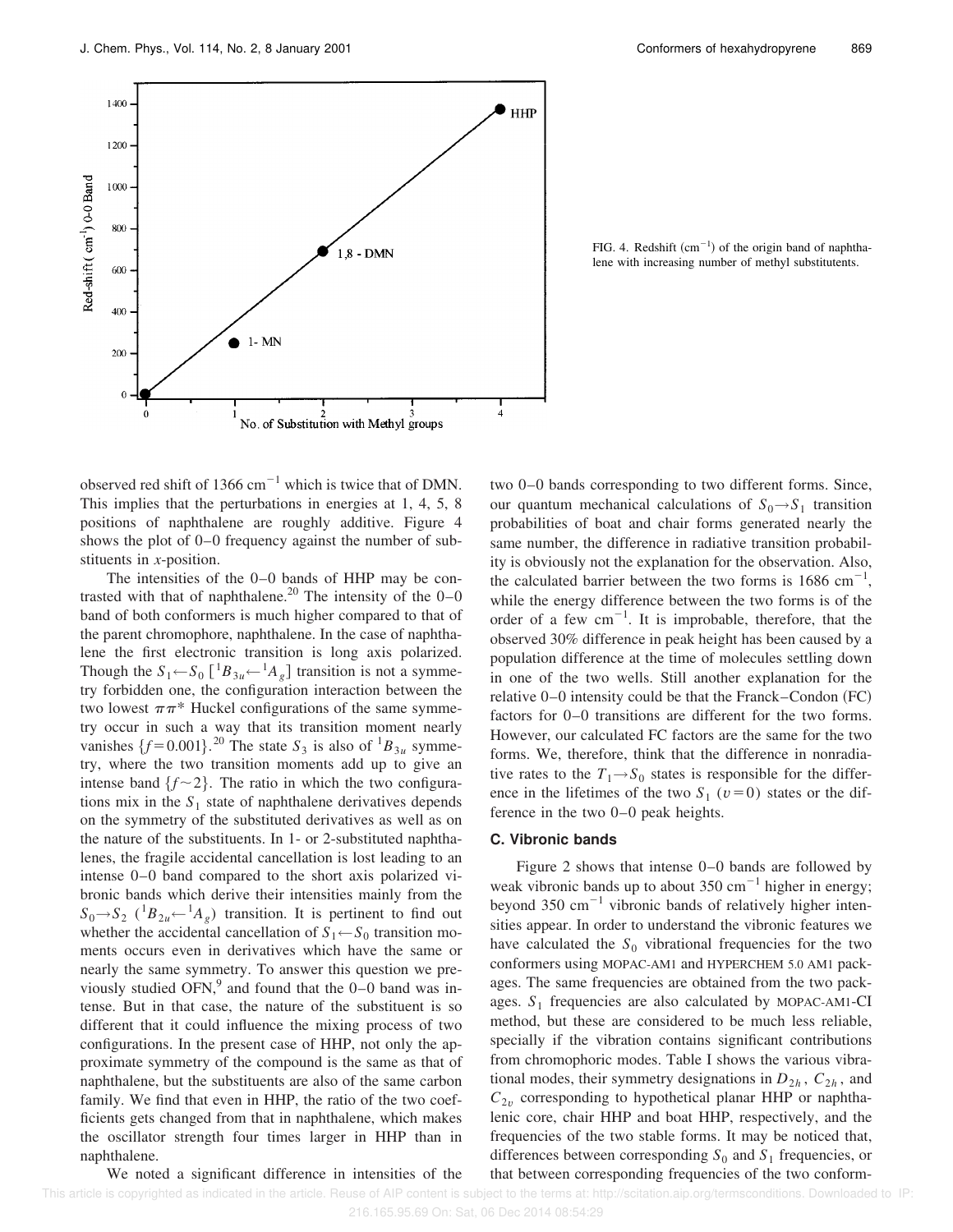FIG. 4. Redshift ($cm^{-1}$) of the origin band of naphthalene with increasing number of methyl substitutents.

observed red shift of 1366 $cm^{-1}$ which is twice that of DMN. This implies that the perturbations in energies at 1, 4, 5, 8 positions of naphthalene are roughly additive. Figure 4 shows the plot of 0–0 frequency against the number of substituents in *x*-position.

The intensities of the 0–0 bands of HHP may be contrasted with that of naphthalene.[20] The intensity of the 0–0 band of both conformers is much higher compared to that of the parent chromophore, naphthalene. In the case of naphthalene the first electronic transition is long axis polarized. Though the $S_1 \leftarrow S_0$ [$^1B_{3u} \leftarrow {}^1A_g$] transition is not a symmetry forbidden one, the configuration interaction between the two lowest $\pi\pi^*$ Huckel configurations of the same symmetry occur in such a way that its transition moment nearly vanishes $\{f = 0.001\}$.[20] The state $S_3$ is also of $^1B_{3u}$ symmetry, where the two transition moments add up to give an intense band $\{f \sim 2\}$. The ratio in which the two configurations mix in the $S_1$ state of naphthalene derivatives depends on the symmetry of the substituted derivatives as well as on the nature of the substituents. In 1- or 2-substituted naphthalenes, the fragile accidental cancellation is lost leading to an intense 0–0 band compared to the short axis polarized vibronic bands which derive their intensities mainly from the $S_0 \rightarrow S_2$ ($^1B_{2u} \leftarrow {}^1A_g$) transition. It is pertinent to find out whether the accidental cancellation of $S_1 \leftarrow S_0$ transition moments occurs even in derivatives which have the same or nearly the same symmetry. To answer this question we previously studied OFN,[9] and found that the 0–0 band was intense. But in that case, the nature of the substituent is so different that it could influence the mixing process of two configurations. In the present case of HHP, not only the approximate symmetry of the compound is the same as that of naphthalene, but the substituents are also of the same carbon family. We find that even in HHP, the ratio of the two coefficients gets changed from that in naphthalene, which makes the oscillator strength four times larger in HHP than in naphthalene.

We noted a significant difference in intensities of the two 0–0 bands corresponding to two different forms. Since, our quantum mechanical calculations of $S_0 \rightarrow S_1$ transition probabilities of boat and chair forms generated nearly the same number, the difference in radiative transition probability is obviously not the explanation for the observation. Also, the calculated barrier between the two forms is 1686 $cm^{-1}$, while the energy difference between the two forms is of the order of a few $cm^{-1}$. It is improbable, therefore, that the observed 30% difference in peak height has been caused by a population difference at the time of molecules settling down in one of the two wells. Still another explanation for the relative 0–0 intensity could be that the Franck–Condon (FC) factors for 0–0 transitions are different for the two forms. However, our calculated FC factors are the same for the two forms. We, therefore, think that the difference in nonradiative rates to the $T_1 \rightarrow S_0$ states is responsible for the difference in the lifetimes of the two $S_1$ ($v = 0$) states or the difference in the two 0–0 peak heights.

### C. Vibronic bands

Figure 2 shows that intense 0–0 bands are followed by weak vibronic bands up to about 350 $cm^{-1}$ higher in energy; beyond 350 $cm^{-1}$ vibronic bands of relatively higher intensities appear. In order to understand the vibronic features we have calculated the $S_0$ vibrational frequencies for the two conformers using MOPAC-AM1 and HYPERCHEM 5.0 AM1 packages. The same frequencies are obtained from the two packages. $S_1$ frequencies are also calculated by MOPAC-AM1-CI method, but these are considered to be much less reliable, specially if the vibration contains significant contributions from chromophoric modes. Table I shows the various vibrational modes, their symmetry designations in $D_{2h}$, $C_{2h}$, and $C_{2v}$ corresponding to hypothetical planar HHP or naphthalenic core, chair HHP and boat HHP, respectively, and the frequencies of the two stable forms. It may be noticed that, differences between corresponding $S_0$ and $S_1$ frequencies, or that between corresponding frequencies of the two conform-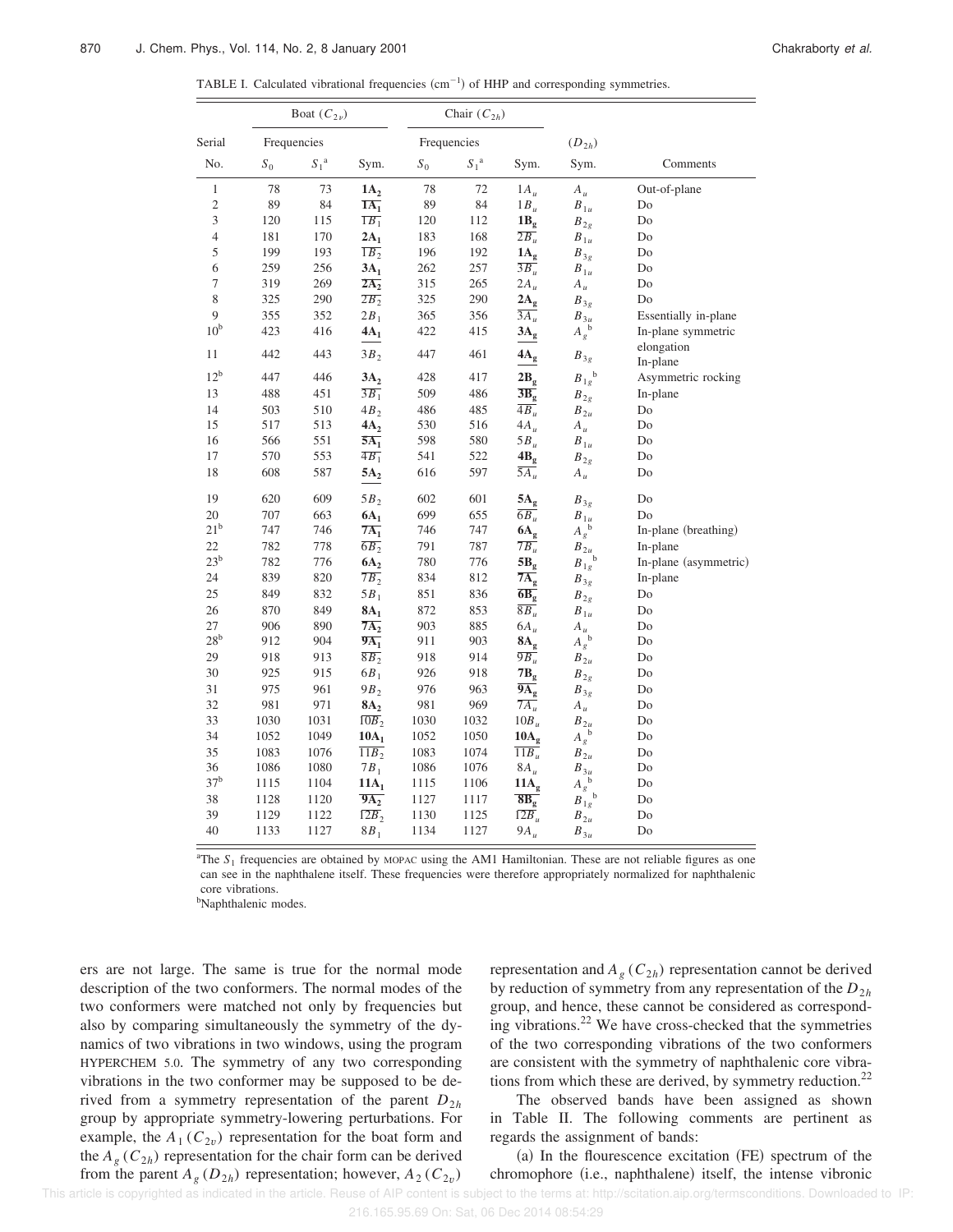TABLE I. Calculated vibrational frequencies $(\mathrm{cm}^{-1})$ of HHP and corresponding symmetries.

| Serial No. | Boat ($C_{2v}$) Frequencies $S_0$ | $S_1$[a] | Sym. | Chair ($C_{2h}$) Frequencies $S_0$ | $S_1$[a] | Sym. | ($D_{2h}$) Sym. | Comments |
|---|---|---|---|---|---|---|---|---|
| 1 | 78 | 73 | $\mathbf{1A_2}$ | 78 | 72 | $1A_u$ | $A_u$ | Out-of-plane |
| 2 | 89 | 84 | $\overline{\mathbf{1A_1}}$ | 89 | 84 | $1B_u$ | $B_{1u}$ | Do |
| 3 | 120 | 115 | $\overline{1B_1}$ | 120 | 112 | $\mathbf{1B_g}$ | $B_{2g}$ | Do |
| 4 | 181 | 170 | $\mathbf{2A_1}$ | 183 | 168 | $\overline{2B_u}$ | $B_{1u}$ | Do |
| 5 | 199 | 193 | $\overline{1B_2}$ | 196 | 192 | $\mathbf{1A_g}$ | $B_{3g}$ | Do |
| 6 | 259 | 256 | $\mathbf{3A_1}$ | 262 | 257 | $\overline{3B_u}$ | $B_{1u}$ | Do |
| 7 | 319 | 269 | $\overline{\mathbf{2A_2}}$ | 315 | 265 | $2A_u$ | $A_u$ | Do |
| 8 | 325 | 290 | $\overline{2B_2}$ | 325 | 290 | $\mathbf{2A_g}$ | $B_{3g}$ | Do |
| 9 | 355 | 352 | $2B_1$ | 365 | 356 | $\overline{3A_u}$ | $B_{3u}$ | Essentially in-plane |
| 10[b] | 423 | 416 | $\mathbf{4A_1}$ | 422 | 415 | $\mathbf{3A_g}$ | $A_g$[b] | In-plane symmetric elongation |
| 11 | 442 | 443 | $3B_2$ | 447 | 461 | $\mathbf{4A_g}$ | $B_{3g}$ | In-plane |
| 12[b] | 447 | 446 | $\mathbf{3A_2}$ | 428 | 417 | $\mathbf{2B_g}$ | $B_{1g}$[b] | Asymmetric rocking |
| 13 | 488 | 451 | $\overline{3B_1}$ | 509 | 486 | $\overline{\mathbf{3B_g}}$ | $B_{2g}$ | In-plane |
| 14 | 503 | 510 | $4B_2$ | 486 | 485 | $\overline{4B_u}$ | $B_{2u}$ | Do |
| 15 | 517 | 513 | $\mathbf{4A_2}$ | 530 | 516 | $4A_u$ | $A_u$ | Do |
| 16 | 566 | 551 | $\overline{\mathbf{5A_1}}$ | 598 | 580 | $5B_u$ | $B_{1u}$ | Do |
| 17 | 570 | 553 | $\overline{4B_1}$ | 541 | 522 | $\mathbf{4B_g}$ | $B_{2g}$ | Do |
| 18 | 608 | 587 | $\mathbf{5A_2}$ | 616 | 597 | $\overline{5A_u}$ | $A_u$ | Do |
| 19 | 620 | 609 | $5B_2$ | 602 | 601 | $\mathbf{5A_g}$ | $B_{3g}$ | Do |
| 20 | 707 | 663 | $\mathbf{6A_1}$ | 699 | 655 | $\overline{6B_u}$ | $B_{1u}$ | Do |
| 21[b] | 747 | 746 | $\overline{\mathbf{7A_1}}$ | 746 | 747 | $\mathbf{6A_g}$ | $A_g$[b] | In-plane (breathing) |
| 22 | 782 | 778 | $\overline{6B_2}$ | 791 | 787 | $\overline{7B_u}$ | $B_{2u}$ | In-plane |
| 23[b] | 782 | 776 | $\mathbf{6A_2}$ | 780 | 776 | $\mathbf{5B_g}$ | $B_{1g}$[b] | In-plane (asymmetric) |
| 24 | 839 | 820 | $\overline{7B_2}$ | 834 | 812 | $\overline{\mathbf{7A_g}}$ | $B_{3g}$ | In-plane |
| 25 | 849 | 832 | $5B_1$ | 851 | 836 | $\overline{\mathbf{6B_g}}$ | $B_{2g}$ | Do |
| 26 | 870 | 849 | $\mathbf{8A_1}$ | 872 | 853 | $\overline{8B_u}$ | $B_{1u}$ | Do |
| 27 | 906 | 890 | $\overline{\mathbf{7A_2}}$ | 903 | 885 | $6A_u$ | $A_u$ | Do |
| 28[b] | 912 | 904 | $\overline{\mathbf{9A_1}}$ | 911 | 903 | $\mathbf{8A_g}$ | $A_g$[b] | Do |
| 29 | 918 | 913 | $\overline{8B_2}$ | 918 | 914 | $\overline{9B_u}$ | $B_{2u}$ | Do |
| 30 | 925 | 915 | $6B_1$ | 926 | 918 | $\mathbf{7B_g}$ | $B_{2g}$ | Do |
| 31 | 975 | 961 | $9B_2$ | 976 | 963 | $\overline{\mathbf{9A_g}}$ | $B_{3g}$ | Do |
| 32 | 981 | 971 | $\mathbf{8A_2}$ | 981 | 969 | $\overline{7A_u}$ | $A_u$ | Do |
| 33 | 1030 | 1031 | $\overline{10B_2}$ | 1030 | 1032 | $10B_u$ | $B_{2u}$ | Do |
| 34 | 1052 | 1049 | $\mathbf{10A_1}$ | 1052 | 1050 | $\mathbf{10A_g}$ | $A_g$[b] | Do |
| 35 | 1083 | 1076 | $\overline{11B_2}$ | 1083 | 1074 | $\overline{11B_u}$ | $B_{2u}$ | Do |
| 36 | 1086 | 1080 | $7B_1$ | 1086 | 1076 | $8A_u$ | $B_{3u}$ | Do |
| 37[b] | 1115 | 1104 | $\mathbf{11A_1}$ | 1115 | 1106 | $\mathbf{11A_g}$ | $A_g$[b] | Do |
| 38 | 1128 | 1120 | $\overline{\mathbf{9A_2}}$ | 1127 | 1117 | $\overline{\mathbf{8B_g}}$ | $B_{1g}$[b] | Do |
| 39 | 1129 | 1122 | $\overline{12B_2}$ | 1130 | 1125 | $\overline{12B_u}$ | $B_{2u}$ | Do |
| 40 | 1133 | 1127 | $8B_1$ | 1134 | 1127 | $9A_u$ | $B_{3u}$ | Do |

[a]The $S_1$ frequencies are obtained by MOPAC using the AM1 Hamiltonian. These are not reliable figures as one can see in the naphthalene itself. These frequencies were therefore appropriately normalized for naphthalenic core vibrations.

[b]Naphthalenic modes.

ers are not large. The same is true for the normal mode description of the two conformers. The normal modes of the two conformers were matched not only by frequencies but also by comparing simultaneously the symmetry of the dynamics of two vibrations in two windows, using the program HYPERCHEM 5.0. The symmetry of any two corresponding vibrations in the two conformer may be supposed to be derived from a symmetry representation of the parent $D_{2h}$ group by appropriate symmetry-lowering perturbations. For example, the $A_1\,(C_{2v})$ representation for the boat form and the $A_g\,(C_{2h})$ representation for the chair form can be derived from the parent $A_g\,(D_{2h})$ representation; however, $A_2\,(C_{2v})$ representation and $A_g\,(C_{2h})$ representation cannot be derived by reduction of symmetry from any representation of the $D_{2h}$ group, and hence, these cannot be considered as corresponding vibrations.[22] We have cross-checked that the symmetries of the two corresponding vibrations of the two conformers are consistent with the symmetry of naphthalenic core vibrations from which these are derived, by symmetry reduction.[22]

The observed bands have been assigned as shown in Table II. The following comments are pertinent as regards the assignment of bands:

(a) In the flourescence excitation (FE) spectrum of the chromophore (i.e., naphthalene) itself, the intense vibronic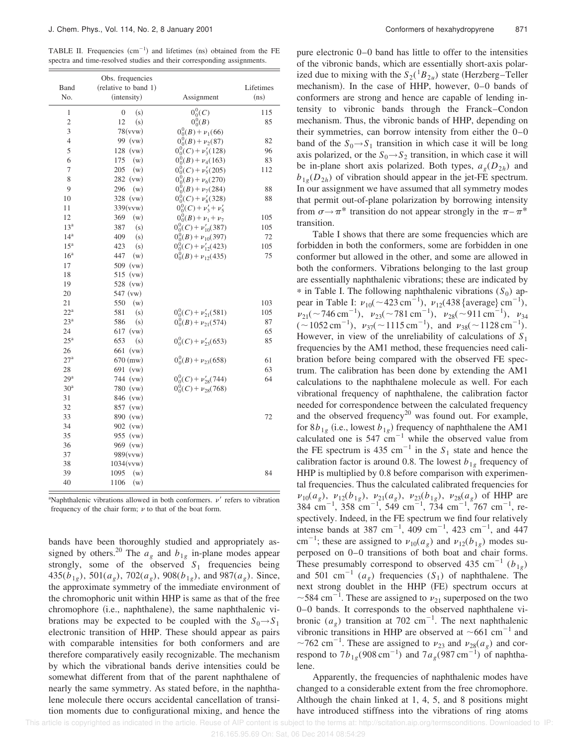TABLE II. Frequencies ($cm^{-1}$) and lifetimes (ns) obtained from the FE spectra and time-resolved studies and their corresponding assignments.

| Band No. | Obs. frequencies (relative to band 1) (intensity) | Assignment | Lifetimes (ns) |
|---|---|---|---|
| 1 | 0 (s) | $0_0^0(C)$ | 115 |
| 2 | 12 (s) | $0_0^0(B)$ | 85 |
| 3 | 78(vvw) | $0_0^0(B)+\nu_1(66)$ | |
| 4 | 99 (vw) | $0_0^0(B)+\nu_2(87)$ | 82 |
| 5 | 128 (vw) | $0_0^0(C)+\nu_3'(128)$ | 96 |
| 6 | 175 (w) | $0_0^0(B)+\nu_4(163)$ | 83 |
| 7 | 205 (w) | $0_0^0(C)+\nu_5'(205)$ | 112 |
| 8 | 282 (vw) | $0_0^0(B)+\nu_6(270)$ | |
| 9 | 296 (w) | $0_0^0(B)+\nu_7(284)$ | 88 |
| 10 | 328 (vw) | $0_0^0(C)+\nu_8'(328)$ | 88 |
| 11 | 339(vvw) | $0_0^0(C)+\nu_3'+\nu_5'$ | |
| 12 | 369 (w) | $0_0^0(B)+\nu_1+\nu_7$ | 105 |
| 13[a] | 387 (s) | $0_0^0(C)+\nu_{10}'(387)$ | 105 |
| 14[a] | 409 (s) | $0_0^0(B)+\nu_{10}(397)$ | 72 |
| 15[a] | 423 (s) | $0_0^0(C)+\nu_{12}'(423)$ | 105 |
| 16[a] | 447 (w) | $0_0^0(B)+\nu_{12}(435)$ | 75 |
| 17 | 509 (vw) | | |
| 18 | 515 (vw) | | |
| 19 | 528 (vw) | | |
| 20 | 547 (vw) | | |
| 21 | 550 (w) | | 103 |
| 22[a] | 581 (s) | $0_0^0(C)+\nu_{21}'(581)$ | 105 |
| 23[a] | 586 (s) | $0_0^0(B)+\nu_{21}(574)$ | 87 |
| 24 | 617 (vw) | | 65 |
| 25[a] | 653 (s) | $0_0^0(C)+\nu_{23}'(653)$ | 85 |
| 26 | 661 (vw) | | |
| 27[a] | 670 (mw) | $0_0^0(B)+\nu_{23}(658)$ | 61 |
| 28 | 691 (vw) | | 63 |
| 29[a] | 744 (vw) | $0_0^0(C)+\nu_{28}'(744)$ | 64 |
| 30[a] | 780 (vw) | $0_0^0(C)+\nu_{28}(768)$ | |
| 31 | 846 (vw) | | |
| 32 | 857 (vw) | | |
| 33 | 890 (vw) | | 72 |
| 34 | 902 (vw) | | |
| 35 | 955 (vw) | | |
| 36 | 969 (vw) | | |
| 37 | 989(vvw) | | |
| 38 | 1034(vvw) | | |
| 39 | 1095 (w) | | 84 |
| 40 | 1106 (w) | | |

[a]Naphthalenic vibrations allowed in both conformers. $\nu'$ refers to vibration frequency of the chair form; $\nu$ to that of the boat form.

bands have been thoroughly studied and appropriately assigned by others.[20] The $a_g$ and $b_{1g}$ in-plane modes appear strongly, some of the observed $S_1$ frequencies being $435(b_{1g})$, $501(a_g)$, $702(a_g)$, $908(b_{1g})$, and $987(a_g)$. Since, the approximate symmetry of the immediate environment of the chromophoric unit within HHP is same as that of the free chromophore (i.e., naphthalene), the same naphthalenic vibrations may be expected to be coupled with the $S_0\rightarrow S_1$ electronic transition of HHP. These should appear as pairs with comparable intensities for both conformers and are therefore comparatively easily recognizable. The mechanism by which the vibrational bands derive intensities could be somewhat different from that of the parent naphthalene of nearly the same symmetry. As stated before, in the naphthalene molecule there occurs accidental cancellation of transition moments due to configurational mixing, and hence the pure electronic 0–0 band has little to offer to the intensities of the vibronic bands, which are essentially short-axis polarized due to mixing with the $S_2(^1B_{2u})$ state (Herzberg–Teller mechanism). In the case of HHP, however, 0–0 bands of conformers are strong and hence are capable of lending intensity to vibronic bands through the Franck–Condon mechanism. Thus, the vibronic bands of HHP, depending on their symmetries, can borrow intensity from either the 0–0 band of the $S_0\rightarrow S_1$ transition in which case it will be long axis polarized, or the $S_0\rightarrow S_2$ transition, in which case it will be in-plane short axis polarized. Both types, $a_g(D_{2h})$ and $b_{1g}(D_{2h})$ of vibration should appear in the jet-FE spectrum. In our assignment we have assumed that all symmetry modes that permit out-of-plane polarization by borrowing intensity from $\sigma\rightarrow\pi^*$ transition do not appear strongly in the $\pi-\pi^*$ transition.

Table I shows that there are some frequencies which are forbidden in both the conformers, some are forbidden in one conformer but allowed in the other, and some are allowed in both the conformers. Vibrations belonging to the last group are essentially naphthalenic vibrations; these are indicated by * in Table I. The following naphthalenic vibrations ($S_0$) appear in Table I: $\nu_{10}(\sim 423\ cm^{-1})$, $\nu_{12}(438\ \{average\}\ cm^{-1})$, $\nu_{21}(\sim 746\ cm^{-1})$, $\nu_{23}(\sim 781\ cm^{-1})$, $\nu_{28}(\sim 911\ cm^{-1})$, $\nu_{34}(\sim 1052\ cm^{-1})$, $\nu_{37}(\sim 1115\ cm^{-1})$, and $\nu_{38}(\sim 1128\ cm^{-1})$. However, in view of the unreliability of calculations of $S_1$ frequencies by the AM1 method, these frequencies need calibration before being compared with the observed FE spectrum. The calibration has been done by extending the AM1 calculations to the naphthalene molecule as well. For each vibrational frequency of naphthalene, the calibration factor needed for correspondence between the calculated frequency and the observed frequency[20] was found out. For example, for $8b_{1g}$ (i.e., lowest $b_{1g}$) frequency of naphthalene the AM1 calculated one is 547 $cm^{-1}$ while the observed value from the FE spectrum is 435 $cm^{-1}$ in the $S_1$ state and hence the calibration factor is around 0.8. The lowest $b_{1g}$ frequency of HHP is multiplied by 0.8 before comparison with experimental frequencies. Thus the calculated calibrated frequencies for $\nu_{10}(a_g)$, $\nu_{12}(b_{1g})$, $\nu_{21}(a_g)$, $\nu_{23}(b_{1g})$, $\nu_{28}(a_g)$ of HHP are 384 $cm^{-1}$, 358 $cm^{-1}$, 549 $cm^{-1}$, 734 $cm^{-1}$, 767 $cm^{-1}$, respectively. Indeed, in the FE spectrum we find four relatively intense bands at 387 $cm^{-1}$, 409 $cm^{-1}$, 423 $cm^{-1}$, and 447 $cm^{-1}$; these are assigned to $\nu_{10}(a_g)$ and $\nu_{12}(b_{1g})$ modes superposed on 0–0 transitions of both boat and chair forms. These presumably correspond to observed 435 $cm^{-1}$ ($b_{1g}$) and 501 $cm^{-1}$ ($a_g$) frequencies ($S_1$) of naphthalene. The next strong doublet in the HHP (FE) spectrum occurs at $\sim$584 $cm^{-1}$. These are assigned to $\nu_{21}$ superposed on the two 0–0 bands. It corresponds to the observed naphthalene vibronic ($a_g$) transition at 702 $cm^{-1}$. The next naphthalenic vibronic transitions in HHP are observed at $\sim$661 $cm^{-1}$ and $\sim$762 $cm^{-1}$. These are assigned to $\nu_{23}$ and $\nu_{28}(a_g)$ and correspond to $7b_{1g}(908\ cm^{-1})$ and $7a_g(987\ cm^{-1})$ of naphthalene.

Apparently, the frequencies of naphthalenic modes have changed to a considerable extent from the free chromophore. Although the chain linked at 1, 4, 5, and 8 positions might have introduced stiffness into the vibrations of ring atoms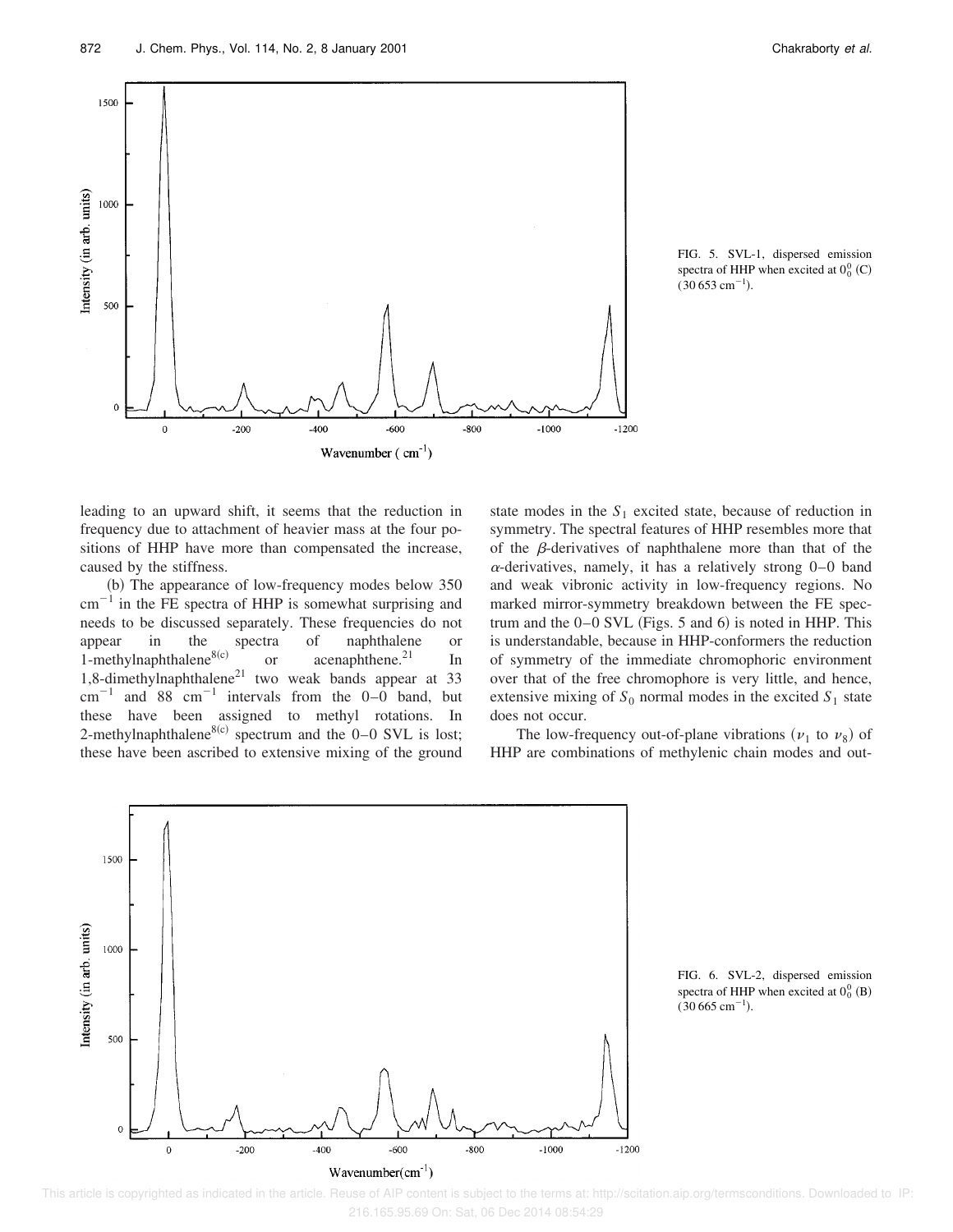FIG. 5. SVL-1, dispersed emission spectra of HHP when excited at $0_0^0$ (C) (30 653 cm$^{-1}$).

leading to an upward shift, it seems that the reduction in frequency due to attachment of heavier mass at the four positions of HHP have more than compensated the increase, caused by the stiffness.

(b) The appearance of low-frequency modes below 350 cm$^{-1}$ in the FE spectra of HHP is somewhat surprising and needs to be discussed separately. These frequencies do not appear in the spectra of naphthalene or 1-methylnaphthalene[8(c)] or acenaphthene.[21] In 1,8-dimethylnaphthalene[21] two weak bands appear at 33 cm$^{-1}$ and 88 cm$^{-1}$ intervals from the 0–0 band, but these have been assigned to methyl rotations. In 2-methylnaphthalene[8(c)] spectrum and the 0–0 SVL is lost; these have been ascribed to extensive mixing of the ground state modes in the $S_1$ excited state, because of reduction in symmetry. The spectral features of HHP resembles more that of the $\beta$-derivatives of naphthalene more than that of the $\alpha$-derivatives, namely, it has a relatively strong 0–0 band and weak vibronic activity in low-frequency regions. No marked mirror-symmetry breakdown between the FE spectrum and the 0–0 SVL (Figs. 5 and 6) is noted in HHP. This is understandable, because in HHP-conformers the reduction of symmetry of the immediate chromophoric environment over that of the free chromophore is very little, and hence, extensive mixing of $S_0$ normal modes in the excited $S_1$ state does not occur.

The low-frequency out-of-plane vibrations ($\nu_1$ to $\nu_8$) of HHP are combinations of methylenic chain modes and out-

FIG. 6. SVL-2, dispersed emission spectra of HHP when excited at $0_0^0$ (B) (30 665 cm$^{-1}$).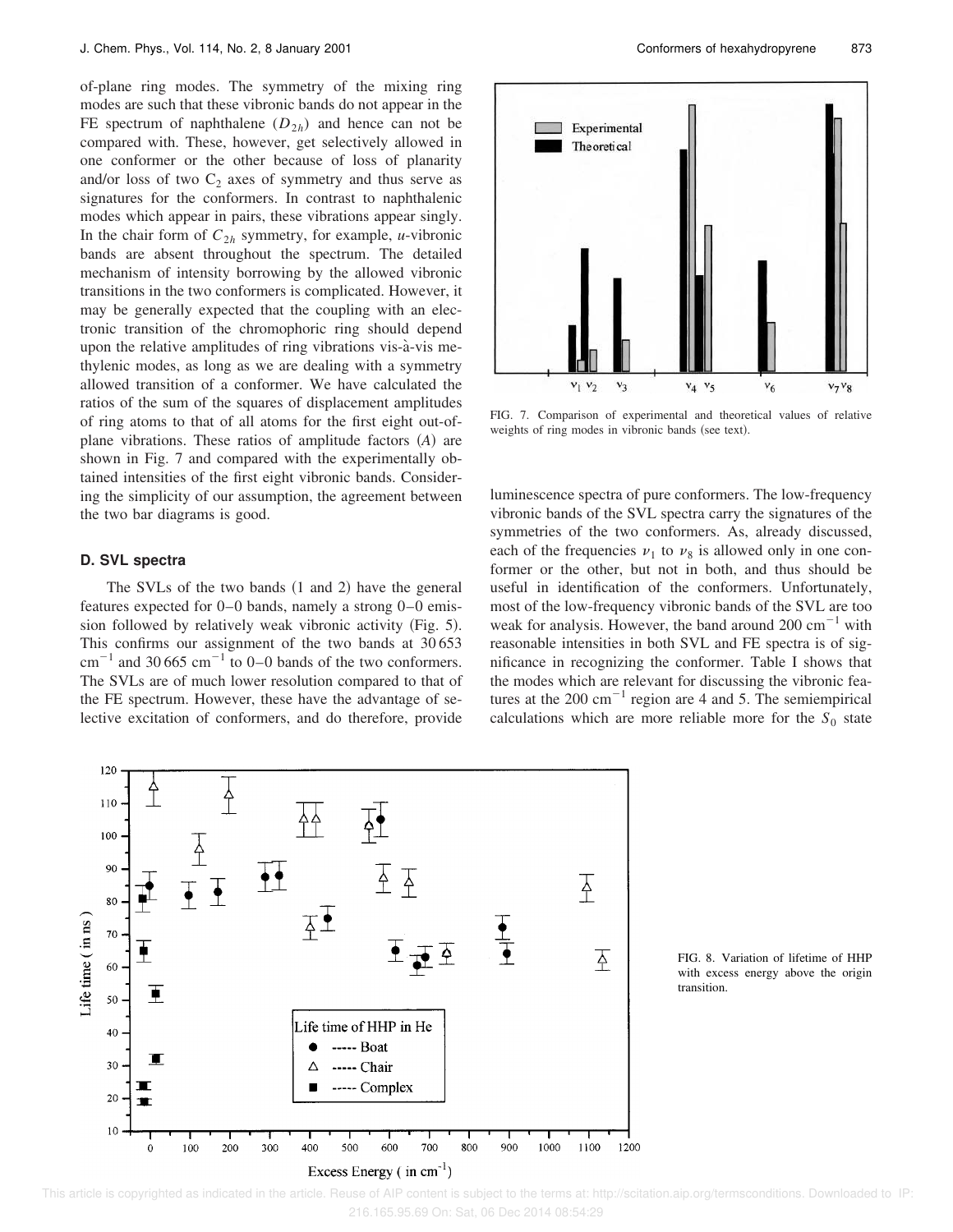of-plane ring modes. The symmetry of the mixing ring modes are such that these vibronic bands do not appear in the FE spectrum of naphthalene ($D_{2h}$) and hence can not be compared with. These, however, get selectively allowed in one conformer or the other because of loss of planarity and/or loss of two $C_2$ axes of symmetry and thus serve as signatures for the conformers. In contrast to naphthalenic modes which appear in pairs, these vibrations appear singly. In the chair form of $C_{2h}$ symmetry, for example, *u*-vibronic bands are absent throughout the spectrum. The detailed mechanism of intensity borrowing by the allowed vibronic transitions in the two conformers is complicated. However, it may be generally expected that the coupling with an electronic transition of the chromophoric ring should depend upon the relative amplitudes of ring vibrations vis-à-vis methylenic modes, as long as we are dealing with a symmetry allowed transition of a conformer. We have calculated the ratios of the sum of the squares of displacement amplitudes of ring atoms to that of all atoms for the first eight out-of-plane vibrations. These ratios of amplitude factors ($A$) are shown in Fig. 7 and compared with the experimentally obtained intensities of the first eight vibronic bands. Considering the simplicity of our assumption, the agreement between the two bar diagrams is good.

FIG. 7. Comparison of experimental and theoretical values of relative weights of ring modes in vibronic bands (see text).

### D. SVL spectra

The SVLs of the two bands (1 and 2) have the general features expected for 0–0 bands, namely a strong 0–0 emission followed by relatively weak vibronic activity (Fig. 5). This confirms our assignment of the two bands at 30 653 $\mathrm{cm}^{-1}$ and 30 665 $\mathrm{cm}^{-1}$ to 0–0 bands of the two conformers. The SVLs are of much lower resolution compared to that of the FE spectrum. However, these have the advantage of selective excitation of conformers, and do therefore, provide luminescence spectra of pure conformers. The low-frequency vibronic bands of the SVL spectra carry the signatures of the symmetries of the two conformers. As, already discussed, each of the frequencies $\nu_1$ to $\nu_8$ is allowed only in one conformer or the other, but not in both, and thus should be useful in identification of the conformers. Unfortunately, most of the low-frequency vibronic bands of the SVL are too weak for analysis. However, the band around 200 $\mathrm{cm}^{-1}$ with reasonable intensities in both SVL and FE spectra is of significance in recognizing the conformer. Table I shows that the modes which are relevant for discussing the vibronic features at the 200 $\mathrm{cm}^{-1}$ region are 4 and 5. The semiempirical calculations which are more reliable more for the $S_0$ state

FIG. 8. Variation of lifetime of HHP with excess energy above the origin transition.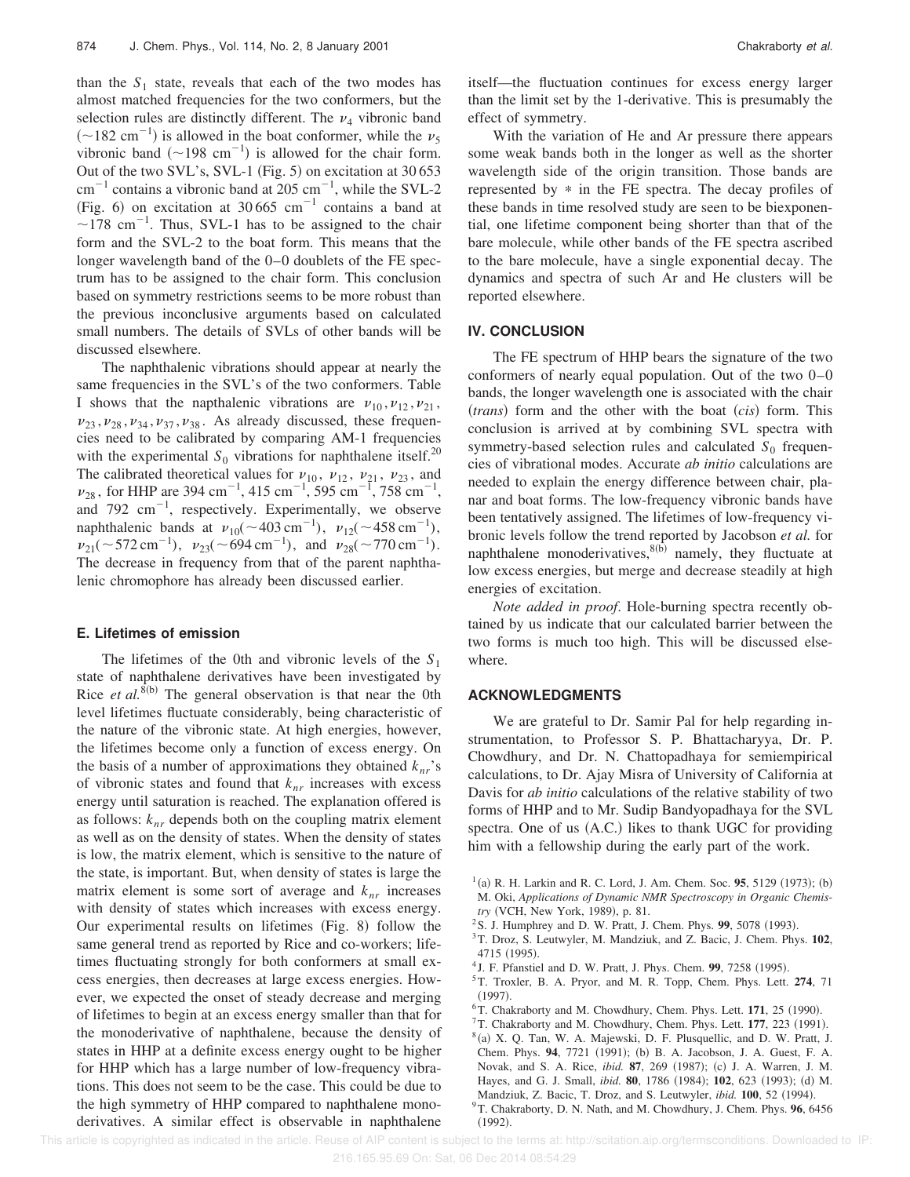than the $S_1$ state, reveals that each of the two modes has almost matched frequencies for the two conformers, but the selection rules are distinctly different. The $\nu_4$ vibronic band ($\sim$182 cm$^{-1}$) is allowed in the boat conformer, while the $\nu_5$ vibronic band ($\sim$198 cm$^{-1}$) is allowed for the chair form. Out of the two SVL's, SVL-1 (Fig. 5) on excitation at 30 653 cm$^{-1}$ contains a vibronic band at 205 cm$^{-1}$, while the SVL-2 (Fig. 6) on excitation at 30 665 cm$^{-1}$ contains a band at $\sim$178 cm$^{-1}$. Thus, SVL-1 has to be assigned to the chair form and the SVL-2 to the boat form. This means that the longer wavelength band of the 0–0 doublets of the FE spectrum has to be assigned to the chair form. This conclusion based on symmetry restrictions seems to be more robust than the previous inconclusive arguments based on calculated small numbers. The details of SVLs of other bands will be discussed elsewhere.

The naphthalenic vibrations should appear at nearly the same frequencies in the SVL's of the two conformers. Table I shows that the napthalenic vibrations are $\nu_{10}, \nu_{12}, \nu_{21}, \nu_{23}, \nu_{28}, \nu_{34}, \nu_{37}, \nu_{38}$. As already discussed, these frequencies need to be calibrated by comparing AM-1 frequencies with the experimental $S_0$ vibrations for naphthalene itself.[20] The calibrated theoretical values for $\nu_{10}$, $\nu_{12}$, $\nu_{21}$, $\nu_{23}$, and $\nu_{28}$, for HHP are 394 cm$^{-1}$, 415 cm$^{-1}$, 595 cm$^{-1}$, 758 cm$^{-1}$, and 792 cm$^{-1}$, respectively. Experimentally, we observe naphthalenic bands at $\nu_{10}(\sim 403\,\mathrm{cm}^{-1})$, $\nu_{12}(\sim 458\,\mathrm{cm}^{-1})$, $\nu_{21}(\sim 572\,\mathrm{cm}^{-1})$, $\nu_{23}(\sim 694\,\mathrm{cm}^{-1})$, and $\nu_{28}(\sim 770\,\mathrm{cm}^{-1})$. The decrease in frequency from that of the parent naphthalenic chromophore has already been discussed earlier.

### E. Lifetimes of emission

The lifetimes of the 0th and vibronic levels of the $S_1$ state of naphthalene derivatives have been investigated by Rice *et al.*[8(b)] The general observation is that near the 0th level lifetimes fluctuate considerably, being characteristic of the nature of the vibronic state. At high energies, however, the lifetimes become only a function of excess energy. On the basis of a number of approximations they obtained $k_{nr}$'s of vibronic states and found that $k_{nr}$ increases with excess energy until saturation is reached. The explanation offered is as follows: $k_{nr}$ depends both on the coupling matrix element as well as on the density of states. When the density of states is low, the matrix element, which is sensitive to the nature of the state, is important. But, when density of states is large the matrix element is some sort of average and $k_{nr}$ increases with density of states which increases with excess energy. Our experimental results on lifetimes (Fig. 8) follow the same general trend as reported by Rice and co-workers; lifetimes fluctuating strongly for both conformers at small excess energies, then decreases at large excess energies. However, we expected the onset of steady decrease and merging of lifetimes to begin at an excess energy smaller than that for the monoderivative of naphthalene, because the density of states in HHP at a definite excess energy ought to be higher for HHP which has a large number of low-frequency vibrations. This does not seem to be the case. This could be due to the high symmetry of HHP compared to naphthalene monoderivatives. A similar effect is observable in naphthalene itself—the fluctuation continues for excess energy larger than the limit set by the 1-derivative. This is presumably the effect of symmetry.

With the variation of He and Ar pressure there appears some weak bands both in the longer as well as the shorter wavelength side of the origin transition. Those bands are represented by * in the FE spectra. The decay profiles of these bands in time resolved study are seen to be biexponential, one lifetime component being shorter than that of the bare molecule, while other bands of the FE spectra ascribed to the bare molecule, have a single exponential decay. The dynamics and spectra of such Ar and He clusters will be reported elsewhere.

## IV. CONCLUSION

The FE spectrum of HHP bears the signature of the two conformers of nearly equal population. Out of the two 0–0 bands, the longer wavelength one is associated with the chair (*trans*) form and the other with the boat (*cis*) form. This conclusion is arrived at by combining SVL spectra with symmetry-based selection rules and calculated $S_0$ frequencies of vibrational modes. Accurate *ab initio* calculations are needed to explain the energy difference between chair, planar and boat forms. The low-frequency vibronic bands have been tentatively assigned. The lifetimes of low-frequency vibronic levels follow the trend reported by Jacobson *et al.* for naphthalene monoderivatives,[8(b)] namely, they fluctuate at low excess energies, but merge and decrease steadily at high energies of excitation.

*Note added in proof*. Hole-burning spectra recently obtained by us indicate that our calculated barrier between the two forms is much too high. This will be discussed elsewhere.

## ACKNOWLEDGMENTS

We are grateful to Dr. Samir Pal for help regarding instrumentation, to Professor S. P. Bhattacharyya, Dr. P. Chowdhury, and Dr. N. Chattopadhaya for semiempirical calculations, to Dr. Ajay Misra of University of California at Davis for *ab initio* calculations of the relative stability of two forms of HHP and to Mr. Sudip Bandyopadhaya for the SVL spectra. One of us (A.C.) likes to thank UGC for providing him with a fellowship during the early part of the work.

1 (a) R. H. Larkin and R. C. Lord, J. Am. Chem. Soc. **95**, 5129 (1973); (b) M. Oki, *Applications of Dynamic NMR Spectroscopy in Organic Chemistry* (VCH, New York, 1989), p. 81.

2 S. J. Humphrey and D. W. Pratt, J. Chem. Phys. **99**, 5078 (1993).

3 T. Droz, S. Leutwyler, M. Mandziuk, and Z. Bacic, J. Chem. Phys. **102**, 4715 (1995).

4 J. F. Pfanstiel and D. W. Pratt, J. Phys. Chem. **99**, 7258 (1995).

5 T. Troxler, B. A. Pryor, and M. R. Topp, Chem. Phys. Lett. **274**, 71 (1997).

6 T. Chakraborty and M. Chowdhury, Chem. Phys. Lett. **171**, 25 (1990).

7 T. Chakraborty and M. Chowdhury, Chem. Phys. Lett. **177**, 223 (1991).

8 (a) X. Q. Tan, W. A. Majewski, D. F. Plusquellic, and D. W. Pratt, J. Chem. Phys. **94**, 7721 (1991); (b) B. A. Jacobson, J. A. Guest, F. A. Novak, and S. A. Rice, *ibid.* **87**, 269 (1987); (c) J. A. Warren, J. M. Hayes, and G. J. Small, *ibid.* **80**, 1786 (1984); **102**, 623 (1993); (d) M. Mandziuk, Z. Bacic, T. Droz, and S. Leutwyler, *ibid.* **100**, 52 (1994).

9 T. Chakraborty, D. N. Nath, and M. Chowdhury, J. Chem. Phys. **96**, 6456 (1992).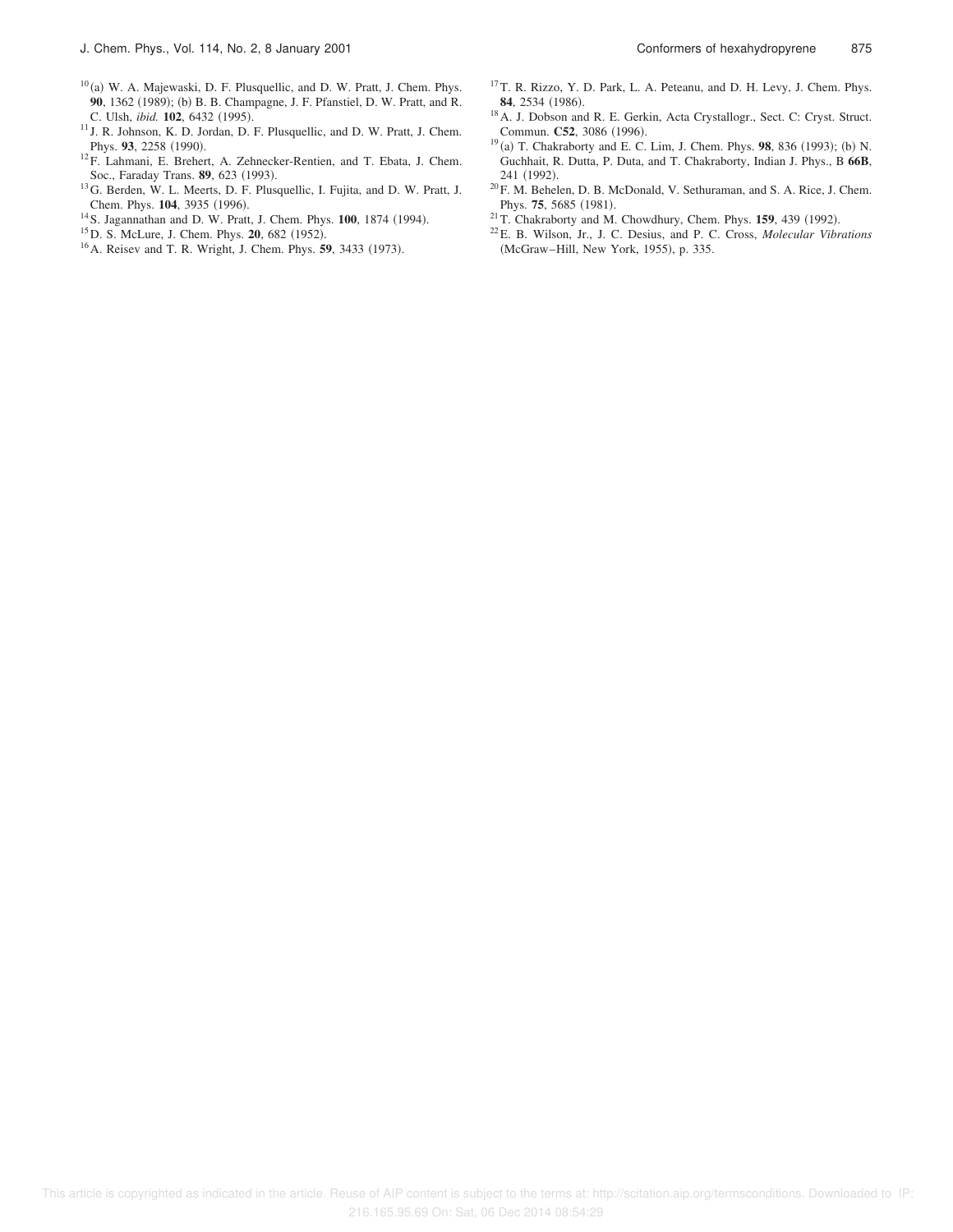[10] (a) W. A. Majewaski, D. F. Plusquellic, and D. W. Pratt, J. Chem. Phys. **90**, 1362 (1989); (b) B. B. Champagne, J. F. Pfanstiel, D. W. Pratt, and R. C. Ulsh, *ibid.* **102**, 6432 (1995).

[11] J. R. Johnson, K. D. Jordan, D. F. Plusquellic, and D. W. Pratt, J. Chem. Phys. **93**, 2258 (1990).

[12] F. Lahmani, E. Brehert, A. Zehnecker-Rentien, and T. Ebata, J. Chem. Soc., Faraday Trans. **89**, 623 (1993).

[13] G. Berden, W. L. Meerts, D. F. Plusquellic, I. Fujita, and D. W. Pratt, J. Chem. Phys. **104**, 3935 (1996).

[14] S. Jagannathan and D. W. Pratt, J. Chem. Phys. **100**, 1874 (1994).

[15] D. S. McLure, J. Chem. Phys. **20**, 682 (1952).

[16] A. Reisev and T. R. Wright, J. Chem. Phys. **59**, 3433 (1973).

[17] T. R. Rizzo, Y. D. Park, L. A. Peteanu, and D. H. Levy, J. Chem. Phys. **84**, 2534 (1986).

[18] A. J. Dobson and R. E. Gerkin, Acta Crystallogr., Sect. C: Cryst. Struct. Commun. **C52**, 3086 (1996).

[19] (a) T. Chakraborty and E. C. Lim, J. Chem. Phys. **98**, 836 (1993); (b) N. Guchhait, R. Dutta, P. Duta, and T. Chakraborty, Indian J. Phys., B **66B**, 241 (1992).

[20] F. M. Behelen, D. B. McDonald, V. Sethuraman, and S. A. Rice, J. Chem. Phys. **75**, 5685 (1981).

[21] T. Chakraborty and M. Chowdhury, Chem. Phys. **159**, 439 (1992).

[22] E. B. Wilson, Jr., J. C. Desius, and P. C. Cross, *Molecular Vibrations* (McGraw–Hill, New York, 1955), p. 335.